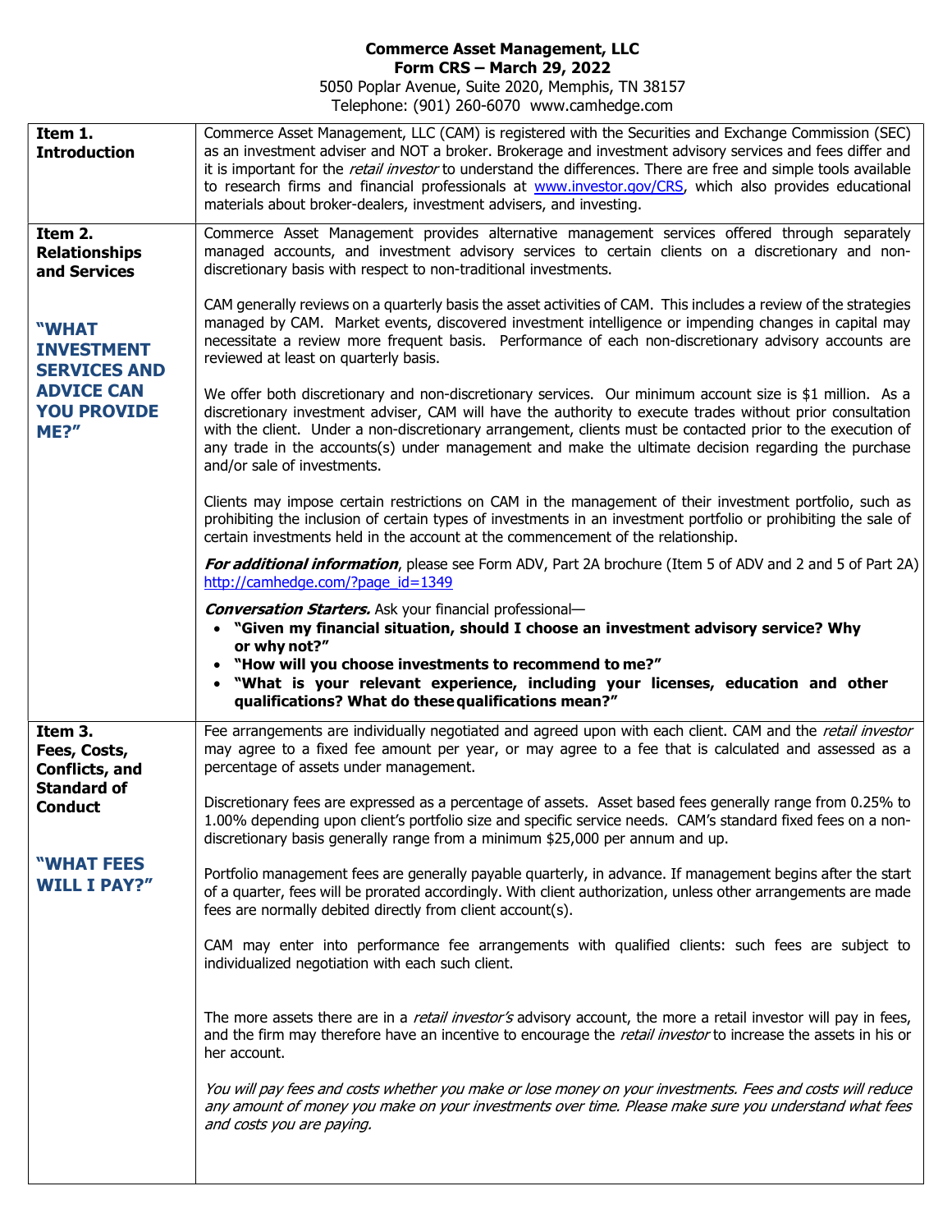**Commerce Asset Management, LLC**
**Form CRS – March 29, 2022**
5050 Poplar Avenue, Suite 2020, Memphis, TN 38157
Telephone: (901) 260-6070 www.camhedge.com

## Item 1. Introduction

Commerce Asset Management, LLC (CAM) is registered with the Securities and Exchange Commission (SEC) as an investment adviser and NOT a broker. Brokerage and investment advisory services and fees differ and it is important for the *retail investor* to understand the differences. There are free and simple tools available to research firms and financial professionals at www.investor.gov/CRS, which also provides educational materials about broker-dealers, investment advisers, and investing.

## Item 2. Relationships and Services

### "WHAT INVESTMENT SERVICES AND ADVICE CAN YOU PROVIDE ME?"

Commerce Asset Management provides alternative management services offered through separately managed accounts, and investment advisory services to certain clients on a discretionary and non-discretionary basis with respect to non-traditional investments.

CAM generally reviews on a quarterly basis the asset activities of CAM. This includes a review of the strategies managed by CAM. Market events, discovered investment intelligence or impending changes in capital may necessitate a review more frequent basis. Performance of each non-discretionary advisory accounts are reviewed at least on quarterly basis.

We offer both discretionary and non-discretionary services. Our minimum account size is $1 million. As a discretionary investment adviser, CAM will have the authority to execute trades without prior consultation with the client. Under a non-discretionary arrangement, clients must be contacted prior to the execution of any trade in the accounts(s) under management and make the ultimate decision regarding the purchase and/or sale of investments.

Clients may impose certain restrictions on CAM in the management of their investment portfolio, such as prohibiting the inclusion of certain types of investments in an investment portfolio or prohibiting the sale of certain investments held in the account at the commencement of the relationship.

***For additional information***, please see Form ADV, Part 2A brochure (Item 5 of ADV and 2 and 5 of Part 2A) http://camhedge.com/?page_id=1349

***Conversation Starters.*** Ask your financial professional—

- **"Given my financial situation, should I choose an investment advisory service? Why or why not?"**
- **"How will you choose investments to recommend to me?"**
- **"What is your relevant experience, including your licenses, education and other qualifications? What do these qualifications mean?"**

## Item 3. Fees, Costs, Conflicts, and Standard of Conduct

### "WHAT FEES WILL I PAY?"

Fee arrangements are individually negotiated and agreed upon with each client. CAM and the *retail investor* may agree to a fixed fee amount per year, or may agree to a fee that is calculated and assessed as a percentage of assets under management.

Discretionary fees are expressed as a percentage of assets. Asset based fees generally range from 0.25% to 1.00% depending upon client's portfolio size and specific service needs. CAM's standard fixed fees on a non-discretionary basis generally range from a minimum $25,000 per annum and up.

Portfolio management fees are generally payable quarterly, in advance. If management begins after the start of a quarter, fees will be prorated accordingly. With client authorization, unless other arrangements are made fees are normally debited directly from client account(s).

CAM may enter into performance fee arrangements with qualified clients: such fees are subject to individualized negotiation with each such client.

The more assets there are in a *retail investor's* advisory account, the more a retail investor will pay in fees, and the firm may therefore have an incentive to encourage the *retail investor* to increase the assets in his or her account.

*You will pay fees and costs whether you make or lose money on your investments. Fees and costs will reduce any amount of money you make on your investments over time. Please make sure you understand what fees and costs you are paying.*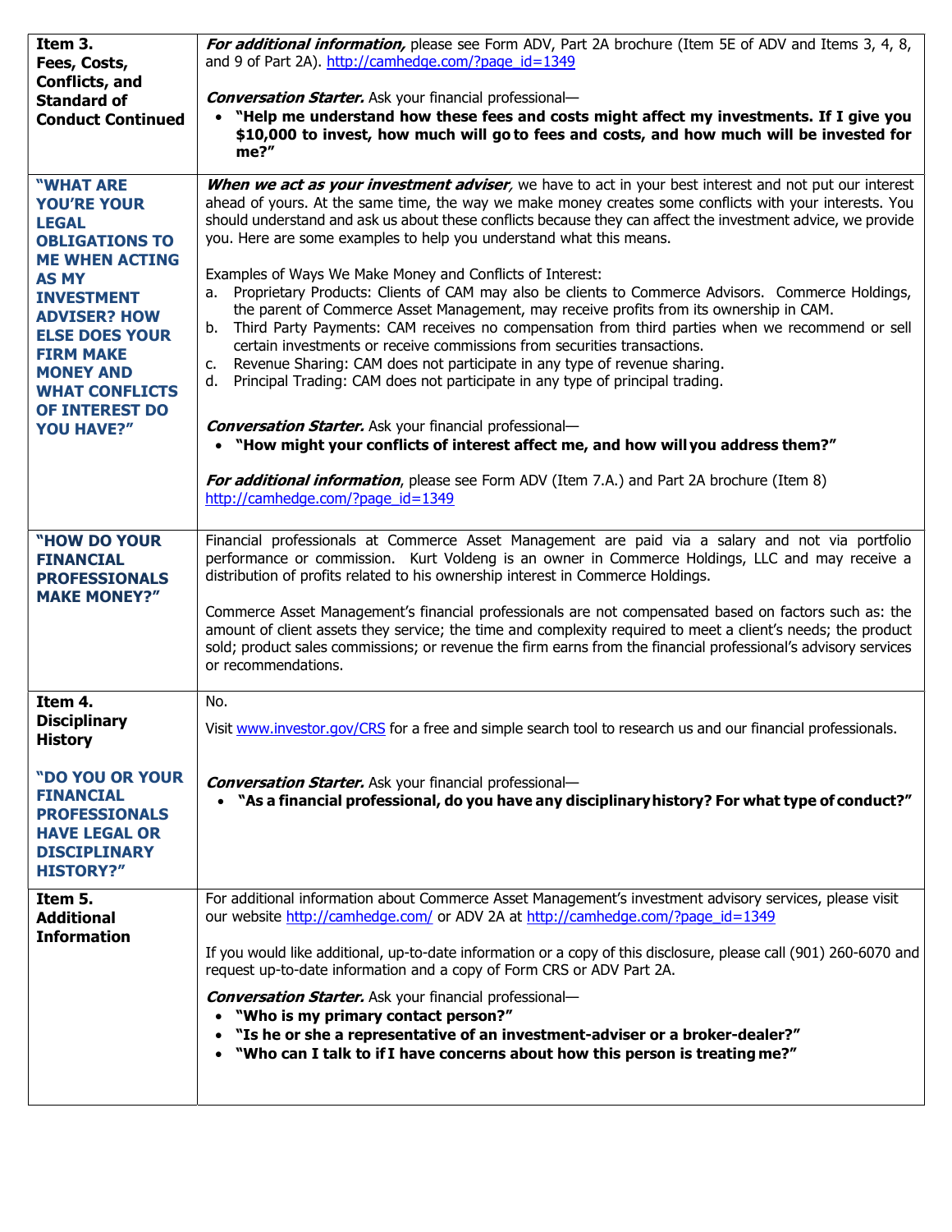| | |
|---|---|
| **Item 3. Fees, Costs, Conflicts, and Standard of Conduct Continued** | ***For additional information,*** please see Form ADV, Part 2A brochure (Item 5E of ADV and Items 3, 4, 8, and 9 of Part 2A). http://camhedge.com/?page_id=1349<br><br>***Conversation Starter.*** Ask your financial professional—<br>• **"Help me understand how these fees and costs might affect my investments. If I give you $10,000 to invest, how much will go to fees and costs, and how much will be invested for me?"** |
| **"WHAT ARE YOU'RE YOUR LEGAL OBLIGATIONS TO ME WHEN ACTING AS MY INVESTMENT ADVISER? HOW ELSE DOES YOUR FIRM MAKE MONEY AND WHAT CONFLICTS OF INTEREST DO YOU HAVE?"** | ***When we act as your investment adviser,*** we have to act in your best interest and not put our interest ahead of yours. At the same time, the way we make money creates some conflicts with your interests. You should understand and ask us about these conflicts because they can affect the investment advice, we provide you. Here are some examples to help you understand what this means.<br><br>Examples of Ways We Make Money and Conflicts of Interest:<br>a. Proprietary Products: Clients of CAM may also be clients to Commerce Advisors. Commerce Holdings, the parent of Commerce Asset Management, may receive profits from its ownership in CAM.<br>b. Third Party Payments: CAM receives no compensation from third parties when we recommend or sell certain investments or receive commissions from securities transactions.<br>c. Revenue Sharing: CAM does not participate in any type of revenue sharing.<br>d. Principal Trading: CAM does not participate in any type of principal trading.<br><br>***Conversation Starter.*** Ask your financial professional—<br>• **"How might your conflicts of interest affect me, and how will you address them?"**<br><br>***For additional information***, please see Form ADV (Item 7.A.) and Part 2A brochure (Item 8) http://camhedge.com/?page_id=1349 |
| **"HOW DO YOUR FINANCIAL PROFESSIONALS MAKE MONEY?"** | Financial professionals at Commerce Asset Management are paid via a salary and not via portfolio performance or commission. Kurt Voldeng is an owner in Commerce Holdings, LLC and may receive a distribution of profits related to his ownership interest in Commerce Holdings.<br><br>Commerce Asset Management's financial professionals are not compensated based on factors such as: the amount of client assets they service; the time and complexity required to meet a client's needs; the product sold; product sales commissions; or revenue the firm earns from the financial professional's advisory services or recommendations. |
| **Item 4. Disciplinary History**<br><br>**"DO YOU OR YOUR FINANCIAL PROFESSIONALS HAVE LEGAL OR DISCIPLINARY HISTORY?"** | No.<br><br>Visit www.investor.gov/CRS for a free and simple search tool to research us and our financial professionals.<br><br>***Conversation Starter.*** Ask your financial professional—<br>• **"As a financial professional, do you have any disciplinary history? For what type of conduct?"** |
| **Item 5. Additional Information** | For additional information about Commerce Asset Management's investment advisory services, please visit our website http://camhedge.com/ or ADV 2A at http://camhedge.com/?page_id=1349<br><br>If you would like additional, up-to-date information or a copy of this disclosure, please call (901) 260-6070 and request up-to-date information and a copy of Form CRS or ADV Part 2A.<br><br>***Conversation Starter.*** Ask your financial professional—<br>• **"Who is my primary contact person?"**<br>• **"Is he or she a representative of an investment-adviser or a broker-dealer?"**<br>• **"Who can I talk to if I have concerns about how this person is treating me?"** |